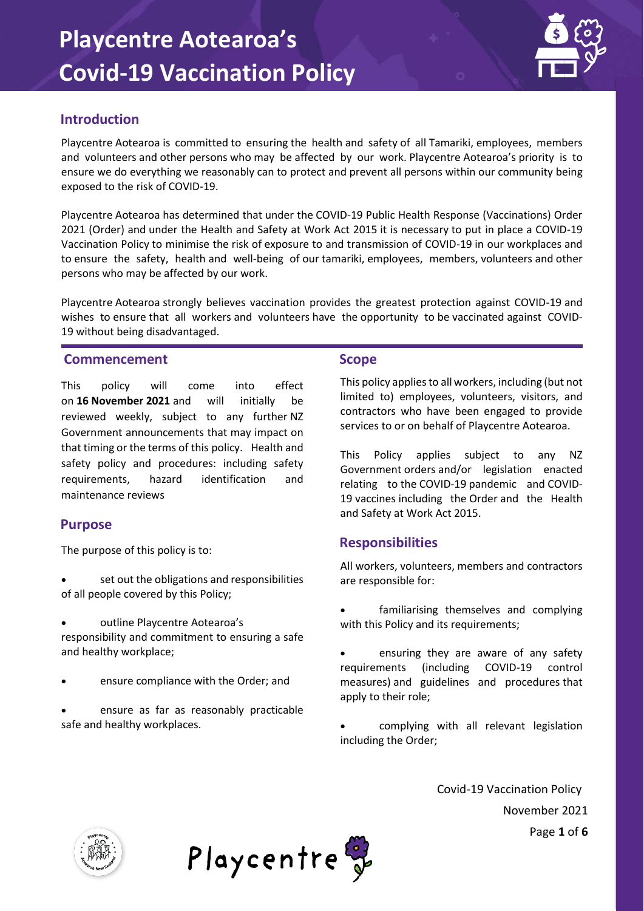# Playcentre Aotearoa's Covid-19 Vaccination Policy

## Introduction

Playcentre Aotearoa is committed to ensuring the health and safety of all Tamariki, employees, members and volunteers and other persons who may be affected by our work. Playcentre Aotearoa's priority is to ensure we do everything we reasonably can to protect and prevent all persons within our community being exposed to the risk of COVID-19.

Playcentre Aotearoa has determined that under the COVID-19 Public Health Response (Vaccinations) Order 2021 (Order) and under the Health and Safety at Work Act 2015 it is necessary to put in place a COVID-19 Vaccination Policy to minimise the risk of exposure to and transmission of COVID-19 in our workplaces and to ensure the safety, health and well-being of our tamariki, employees, members, volunteers and other persons who may be affected by our work.

Playcentre Aotearoa strongly believes vaccination provides the greatest protection against COVID-19 and wishes to ensure that all workers and volunteers have the opportunity to be vaccinated against COVID-19 without being disadvantaged.

## Commencement

This policy will come into effect on **16 November 2021** and will initially be reviewed weekly, subject to any further NZ Government announcements that may impact on that timing or the terms of this policy. Health and safety policy and procedures: including safety requirements, hazard identification and maintenance reviews

## Purpose

The purpose of this policy is to:

- set out the obligations and responsibilities of all people covered by this Policy;
- outline Playcentre Aotearoa's responsibility and commitment to ensuring a safe and healthy workplace;
- ensure compliance with the Order; and
- ensure as far as reasonably practicable safe and healthy workplaces.

## Scope

This policy applies to all workers, including (but not limited to) employees, volunteers, visitors, and contractors who have been engaged to provide services to or on behalf of Playcentre Aotearoa.

This Policy applies subject to any NZ Government orders and/or legislation enacted relating to the COVID-19 pandemic and COVID-19 vaccines including the Order and the Health and Safety at Work Act 2015.

## Responsibilities

All workers, volunteers, members and contractors are responsible for:

- familiarising themselves and complying with this Policy and its requirements;
- ensuring they are aware of any safety requirements (including COVID-19 control measures) and guidelines and procedures that apply to their role;
- complying with all relevant legislation including the Order;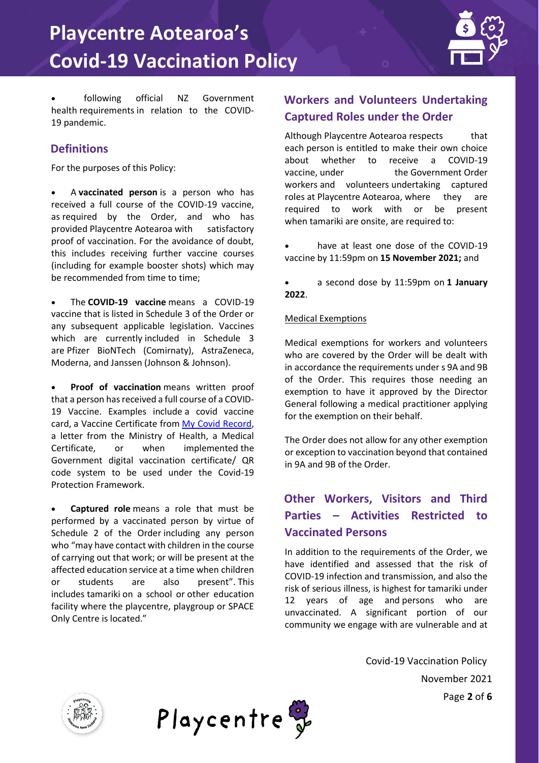- following official NZ Government health requirements in relation to the COVID-19 pandemic.

## Definitions

For the purposes of this Policy:

- A **vaccinated person** is a person who has received a full course of the COVID-19 vaccine, as required by the Order, and who has provided Playcentre Aotearoa with satisfactory proof of vaccination. For the avoidance of doubt, this includes receiving further vaccine courses (including for example booster shots) which may be recommended from time to time;
- The **COVID-19 vaccine** means a COVID-19 vaccine that is listed in Schedule 3 of the Order or any subsequent applicable legislation. Vaccines which are currently included in Schedule 3 are Pfizer BioNTech (Comirnaty), AstraZeneca, Moderna, and Janssen (Johnson & Johnson).
- **Proof of vaccination** means written proof that a person has received a full course of a COVID-19 Vaccine. Examples include a covid vaccine card, a Vaccine Certificate from My Covid Record, a letter from the Ministry of Health, a Medical Certificate, or when implemented the Government digital vaccination certificate/ QR code system to be used under the Covid-19 Protection Framework.
- **Captured role** means a role that must be performed by a vaccinated person by virtue of Schedule 2 of the Order including any person who "may have contact with children in the course of carrying out that work; or will be present at the affected education service at a time when children or students are also present". This includes tamariki on a school or other education facility where the playcentre, playgroup or SPACE Only Centre is located."

## Workers and Volunteers Undertaking Captured Roles under the Order

Although Playcentre Aotearoa respects that each person is entitled to make their own choice about whether to receive a COVID-19 vaccine, under the Government Order workers and volunteers undertaking captured roles at Playcentre Aotearoa, where they are required to work with or be present when tamariki are onsite, are required to:

- have at least one dose of the COVID-19 vaccine by 11:59pm on **15 November 2021;** and
- a second dose by 11:59pm on **1 January 2022**.

<u>Medical Exemptions</u>

Medical exemptions for workers and volunteers who are covered by the Order will be dealt with in accordance the requirements under s 9A and 9B of the Order. This requires those needing an exemption to have it approved by the Director General following a medical practitioner applying for the exemption on their behalf.

The Order does not allow for any other exemption or exception to vaccination beyond that contained in 9A and 9B of the Order.

## Other Workers, Visitors and Third Parties – Activities Restricted to Vaccinated Persons

In addition to the requirements of the Order, we have identified and assessed that the risk of COVID-19 infection and transmission, and also the risk of serious illness, is highest for tamariki under 12 years of age and persons who are unvaccinated. A significant portion of our community we engage with are vulnerable and at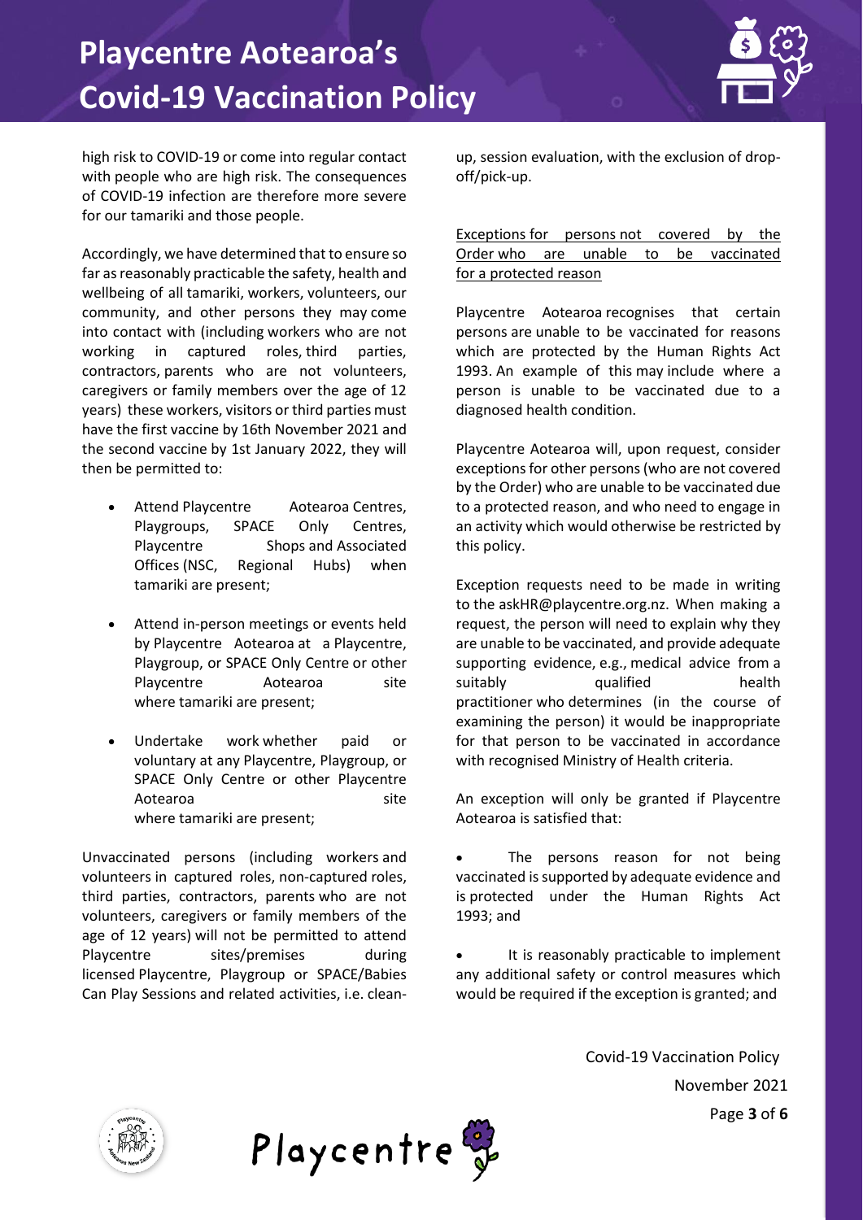high risk to COVID-19 or come into regular contact with people who are high risk. The consequences of COVID-19 infection are therefore more severe for our tamariki and those people.

Accordingly, we have determined that to ensure so far as reasonably practicable the safety, health and wellbeing of all tamariki, workers, volunteers, our community, and other persons they may come into contact with (including workers who are not working in captured roles, third parties, contractors, parents who are not volunteers, caregivers or family members over the age of 12 years) these workers, visitors or third parties must have the first vaccine by 16th November 2021 and the second vaccine by 1st January 2022, they will then be permitted to:

- Attend Playcentre Aotearoa Centres, Playgroups, SPACE Only Centres, Playcentre Shops and Associated Offices (NSC, Regional Hubs) when tamariki are present;
- Attend in-person meetings or events held by Playcentre Aotearoa at a Playcentre, Playgroup, or SPACE Only Centre or other Playcentre Aotearoa site where tamariki are present;
- Undertake work whether paid or voluntary at any Playcentre, Playgroup, or SPACE Only Centre or other Playcentre Aotearoa site where tamariki are present;

Unvaccinated persons (including workers and volunteers in captured roles, non-captured roles, third parties, contractors, parents who are not volunteers, caregivers or family members of the age of 12 years) will not be permitted to attend Playcentre sites/premises during licensed Playcentre, Playgroup or SPACE/Babies Can Play Sessions and related activities, i.e. clean-up, session evaluation, with the exclusion of drop-off/pick-up.

<u>Exceptions for persons not covered by the Order who are unable to be vaccinated for a protected reason</u>

Playcentre Aotearoa recognises that certain persons are unable to be vaccinated for reasons which are protected by the Human Rights Act 1993. An example of this may include where a person is unable to be vaccinated due to a diagnosed health condition.

Playcentre Aotearoa will, upon request, consider exceptions for other persons (who are not covered by the Order) who are unable to be vaccinated due to a protected reason, and who need to engage in an activity which would otherwise be restricted by this policy.

Exception requests need to be made in writing to the askHR@playcentre.org.nz. When making a request, the person will need to explain why they are unable to be vaccinated, and provide adequate supporting evidence, e.g., medical advice from a suitably qualified health practitioner who determines (in the course of examining the person) it would be inappropriate for that person to be vaccinated in accordance with recognised Ministry of Health criteria.

An exception will only be granted if Playcentre Aotearoa is satisfied that:

- The persons reason for not being vaccinated is supported by adequate evidence and is protected under the Human Rights Act 1993; and
- It is reasonably practicable to implement any additional safety or control measures which would be required if the exception is granted; and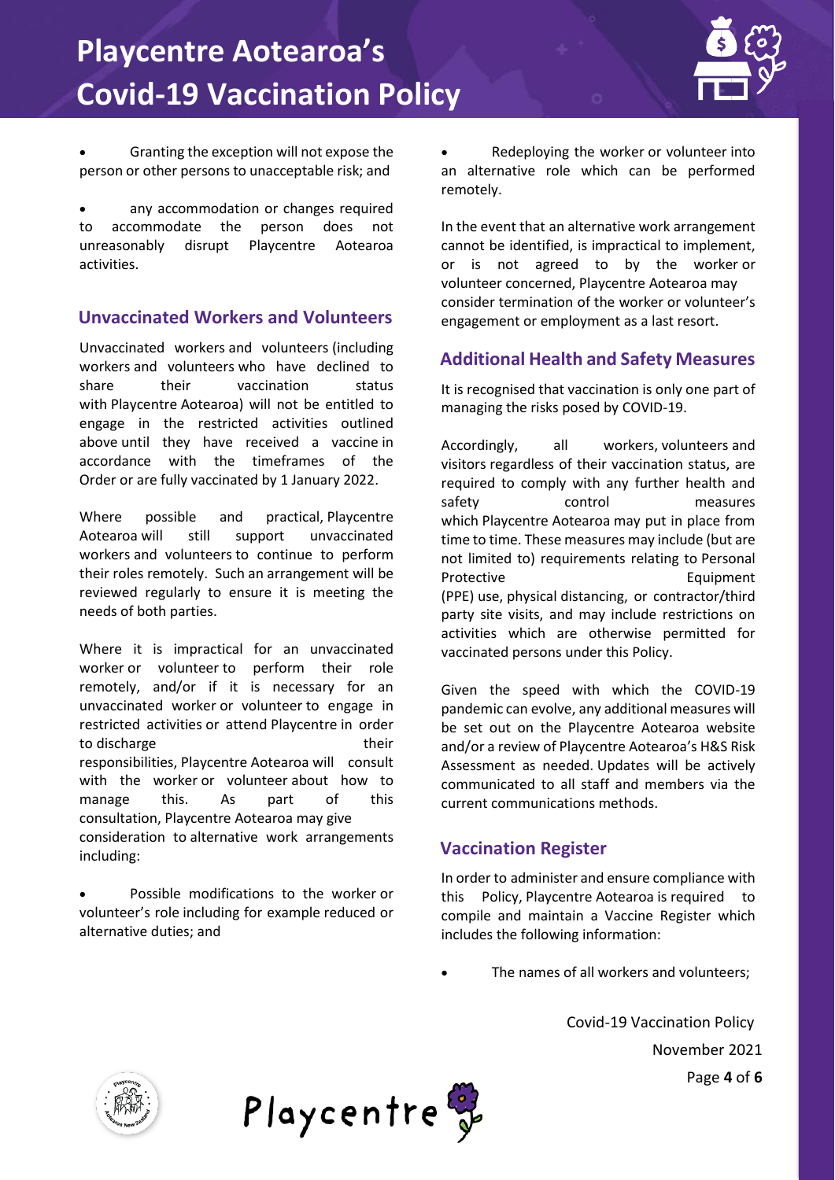- Granting the exception will not expose the person or other persons to unacceptable risk; and
- any accommodation or changes required to accommodate the person does not unreasonably disrupt Playcentre Aotearoa activities.

## Unvaccinated Workers and Volunteers

Unvaccinated workers and volunteers (including workers and volunteers who have declined to share their vaccination status with Playcentre Aotearoa) will not be entitled to engage in the restricted activities outlined above until they have received a vaccine in accordance with the timeframes of the Order or are fully vaccinated by 1 January 2022.

Where possible and practical, Playcentre Aotearoa will still support unvaccinated workers and volunteers to continue to perform their roles remotely. Such an arrangement will be reviewed regularly to ensure it is meeting the needs of both parties.

Where it is impractical for an unvaccinated worker or volunteer to perform their role remotely, and/or if it is necessary for an unvaccinated worker or volunteer to engage in restricted activities or attend Playcentre in order to discharge their responsibilities, Playcentre Aotearoa will consult with the worker or volunteer about how to manage this. As part of this consultation, Playcentre Aotearoa may give consideration to alternative work arrangements including:

- Possible modifications to the worker or volunteer's role including for example reduced or alternative duties; and
- Redeploying the worker or volunteer into an alternative role which can be performed remotely.

In the event that an alternative work arrangement cannot be identified, is impractical to implement, or is not agreed to by the worker or volunteer concerned, Playcentre Aotearoa may consider termination of the worker or volunteer's engagement or employment as a last resort.

## Additional Health and Safety Measures

It is recognised that vaccination is only one part of managing the risks posed by COVID-19.

Accordingly, all workers, volunteers and visitors regardless of their vaccination status, are required to comply with any further health and safety control measures which Playcentre Aotearoa may put in place from time to time. These measures may include (but are not limited to) requirements relating to Personal Protective Equipment (PPE) use, physical distancing, or contractor/third party site visits, and may include restrictions on activities which are otherwise permitted for vaccinated persons under this Policy.

Given the speed with which the COVID-19 pandemic can evolve, any additional measures will be set out on the Playcentre Aotearoa website and/or a review of Playcentre Aotearoa's H&S Risk Assessment as needed. Updates will be actively communicated to all staff and members via the current communications methods.

## Vaccination Register

In order to administer and ensure compliance with this Policy, Playcentre Aotearoa is required to compile and maintain a Vaccine Register which includes the following information:

- The names of all workers and volunteers;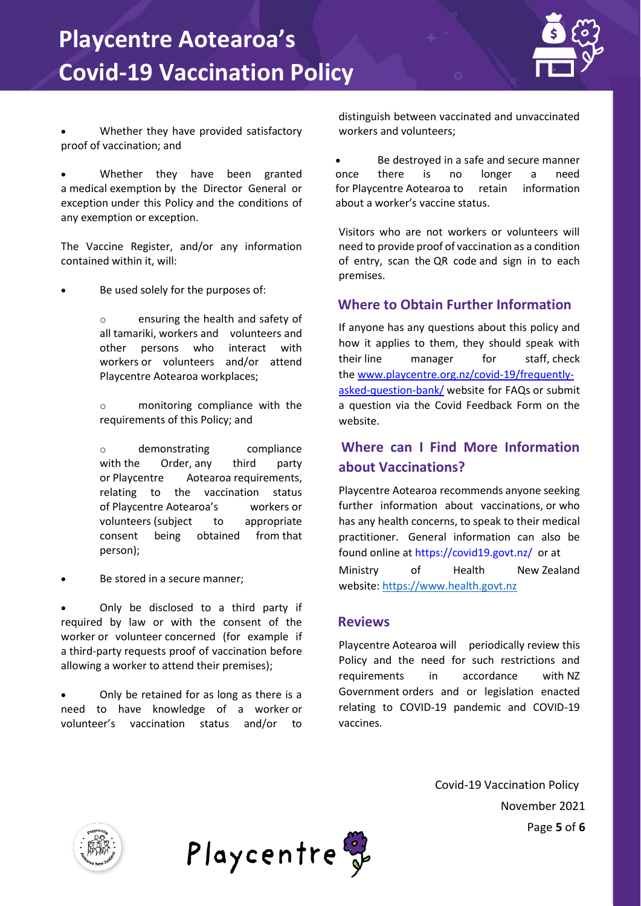- Whether they have provided satisfactory proof of vaccination; and
- Whether they have been granted a medical exemption by the Director General or exception under this Policy and the conditions of any exemption or exception.

The Vaccine Register, and/or any information contained within it, will:

- Be used solely for the purposes of:
    - ensuring the health and safety of all tamariki, workers and volunteers and other persons who interact with workers or volunteers and/or attend Playcentre Aotearoa workplaces;
    - monitoring compliance with the requirements of this Policy; and
    - demonstrating compliance with the Order, any third party or Playcentre Aotearoa requirements, relating to the vaccination status of Playcentre Aotearoa's workers or volunteers (subject to appropriate consent being obtained from that person);
- Be stored in a secure manner;
- Only be disclosed to a third party if required by law or with the consent of the worker or volunteer concerned (for example if a third-party requests proof of vaccination before allowing a worker to attend their premises);
- Only be retained for as long as there is a need to have knowledge of a worker or volunteer's vaccination status and/or to distinguish between vaccinated and unvaccinated workers and volunteers;
- Be destroyed in a safe and secure manner once there is no longer a need for Playcentre Aotearoa to retain information about a worker's vaccine status.

Visitors who are not workers or volunteers will need to provide proof of vaccination as a condition of entry, scan the QR code and sign in to each premises.

## Where to Obtain Further Information

If anyone has any questions about this policy and how it applies to them, they should speak with their line manager for staff, check the www.playcentre.org.nz/covid-19/frequently-asked-question-bank/ website for FAQs or submit a question via the Covid Feedback Form on the website.

## Where can I Find More Information about Vaccinations?

Playcentre Aotearoa recommends anyone seeking further information about vaccinations, or who has any health concerns, to speak to their medical practitioner. General information can also be found online at https://covid19.govt.nz/ or at Ministry of Health New Zealand website: https://www.health.govt.nz

## Reviews

Playcentre Aotearoa will periodically review this Policy and the need for such restrictions and requirements in accordance with NZ Government orders and or legislation enacted relating to COVID-19 pandemic and COVID-19 vaccines.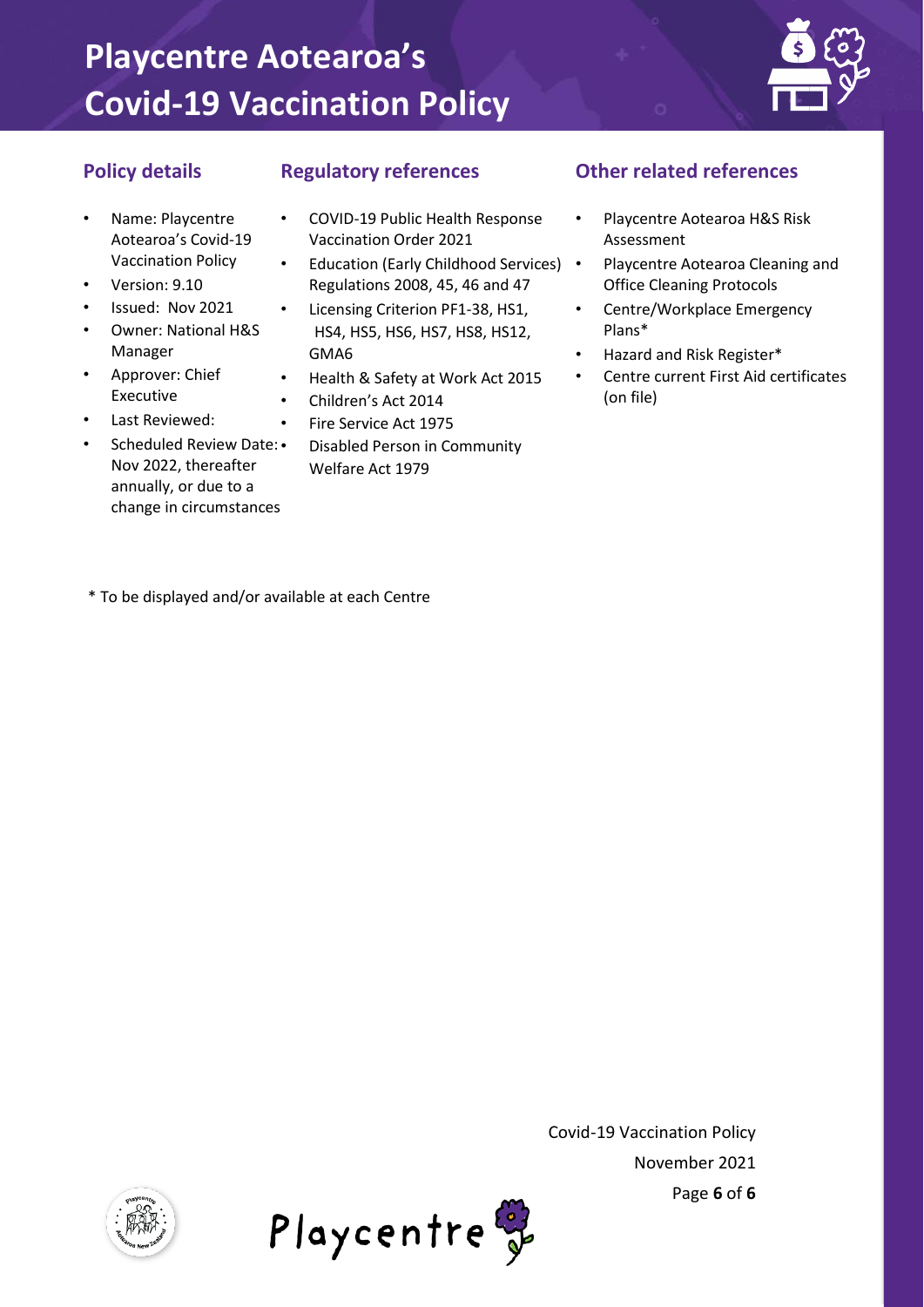# Playcentre Aotearoa's Covid-19 Vaccination Policy

## Policy details

- Name: Playcentre Aotearoa's Covid-19 Vaccination Policy
- Version: 9.10
- Issued: Nov 2021
- Owner: National H&S Manager
- Approver: Chief Executive
- Last Reviewed:
- Scheduled Review Date: Nov 2022, thereafter annually, or due to a change in circumstances

## Regulatory references

- COVID-19 Public Health Response Vaccination Order 2021
- Education (Early Childhood Services) Regulations 2008, 45, 46 and 47
- Licensing Criterion PF1-38, HS1, HS4, HS5, HS6, HS7, HS8, HS12, GMA6
- Health & Safety at Work Act 2015
- Children's Act 2014
- Fire Service Act 1975
- Disabled Person in Community Welfare Act 1979

## Other related references

- Playcentre Aotearoa H&S Risk Assessment
- Playcentre Aotearoa Cleaning and Office Cleaning Protocols
- Centre/Workplace Emergency Plans*
- Hazard and Risk Register*
- Centre current First Aid certificates (on file)

\* To be displayed and/or available at each Centre